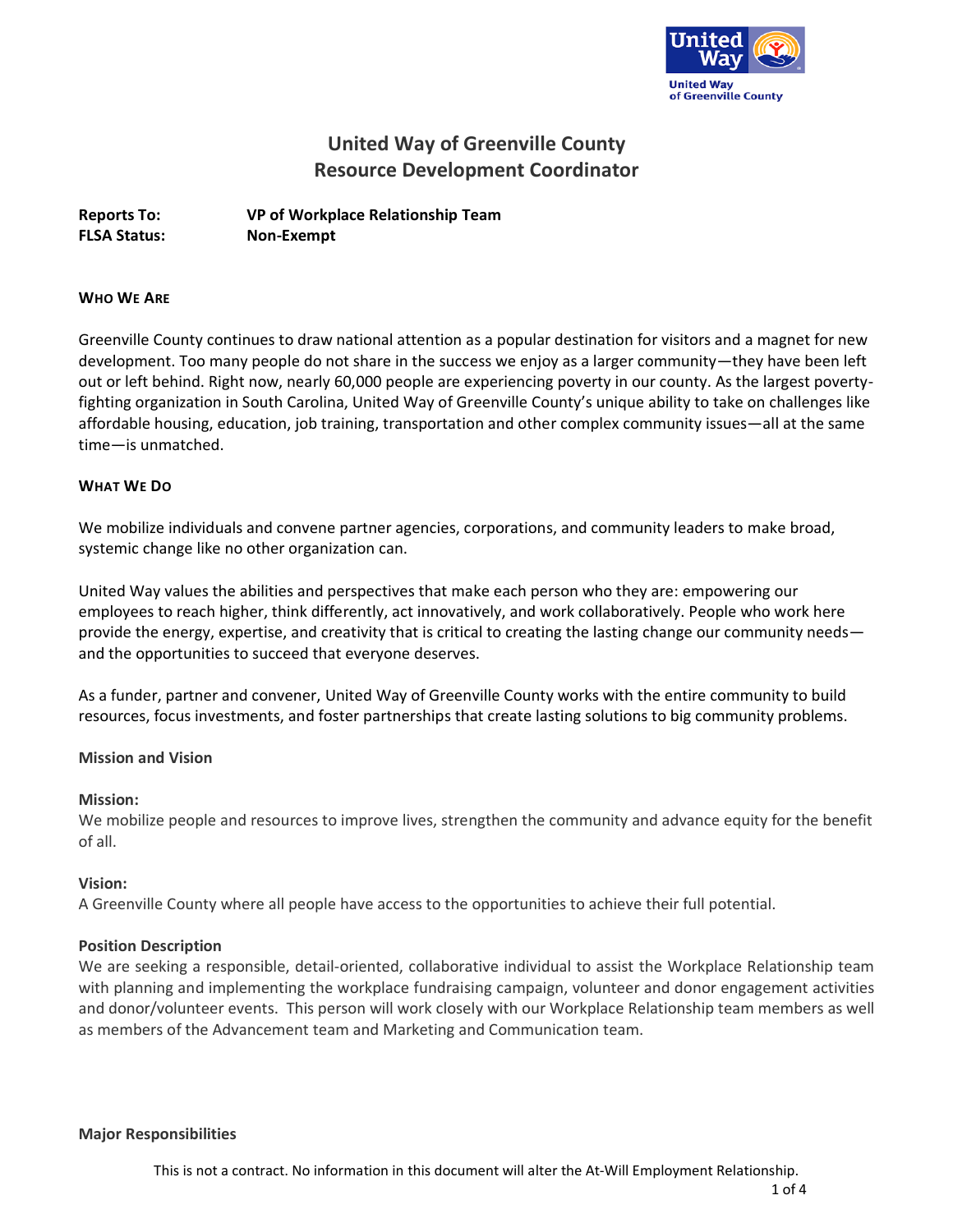# United Way of Greenville County
## Resource Development Coordinator

**Reports To:** **VP of Workplace Relationship Team**
**FLSA Status:** **Non-Exempt**

**WHO WE ARE**

Greenville County continues to draw national attention as a popular destination for visitors and a magnet for new development. Too many people do not share in the success we enjoy as a larger community—they have been left out or left behind. Right now, nearly 60,000 people are experiencing poverty in our county. As the largest poverty-fighting organization in South Carolina, United Way of Greenville County's unique ability to take on challenges like affordable housing, education, job training, transportation and other complex community issues—all at the same time—is unmatched.

**WHAT WE DO**

We mobilize individuals and convene partner agencies, corporations, and community leaders to make broad, systemic change like no other organization can.

United Way values the abilities and perspectives that make each person who they are: empowering our employees to reach higher, think differently, act innovatively, and work collaboratively. People who work here provide the energy, expertise, and creativity that is critical to creating the lasting change our community needs—and the opportunities to succeed that everyone deserves.

As a funder, partner and convener, United Way of Greenville County works with the entire community to build resources, focus investments, and foster partnerships that create lasting solutions to big community problems.

**Mission and Vision**

**Mission:**
We mobilize people and resources to improve lives, strengthen the community and advance equity for the benefit of all.

**Vision:**
A Greenville County where all people have access to the opportunities to achieve their full potential.

**Position Description**
We are seeking a responsible, detail-oriented, collaborative individual to assist the Workplace Relationship team with planning and implementing the workplace fundraising campaign, volunteer and donor engagement activities and donor/volunteer events. This person will work closely with our Workplace Relationship team members as well as members of the Advancement team and Marketing and Communication team.

**Major Responsibilities**

This is not a contract. No information in this document will alter the At-Will Employment Relationship.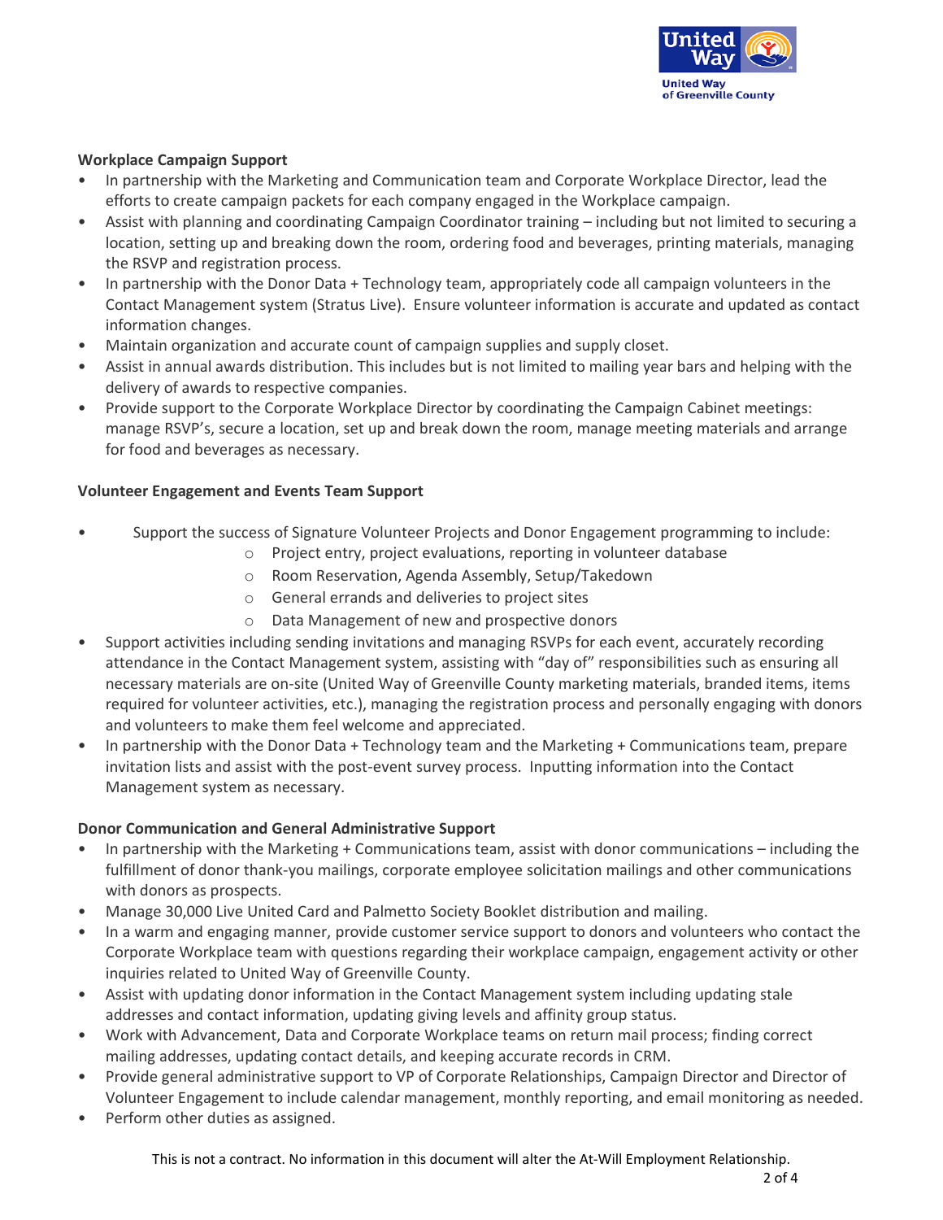**Workplace Campaign Support**

- In partnership with the Marketing and Communication team and Corporate Workplace Director, lead the efforts to create campaign packets for each company engaged in the Workplace campaign.
- Assist with planning and coordinating Campaign Coordinator training – including but not limited to securing a location, setting up and breaking down the room, ordering food and beverages, printing materials, managing the RSVP and registration process.
- In partnership with the Donor Data + Technology team, appropriately code all campaign volunteers in the Contact Management system (Stratus Live). Ensure volunteer information is accurate and updated as contact information changes.
- Maintain organization and accurate count of campaign supplies and supply closet.
- Assist in annual awards distribution. This includes but is not limited to mailing year bars and helping with the delivery of awards to respective companies.
- Provide support to the Corporate Workplace Director by coordinating the Campaign Cabinet meetings: manage RSVP's, secure a location, set up and break down the room, manage meeting materials and arrange for food and beverages as necessary.

**Volunteer Engagement and Events Team Support**

- Support the success of Signature Volunteer Projects and Donor Engagement programming to include:
  - Project entry, project evaluations, reporting in volunteer database
  - Room Reservation, Agenda Assembly, Setup/Takedown
  - General errands and deliveries to project sites
  - Data Management of new and prospective donors
- Support activities including sending invitations and managing RSVPs for each event, accurately recording attendance in the Contact Management system, assisting with "day of" responsibilities such as ensuring all necessary materials are on-site (United Way of Greenville County marketing materials, branded items, items required for volunteer activities, etc.), managing the registration process and personally engaging with donors and volunteers to make them feel welcome and appreciated.
- In partnership with the Donor Data + Technology team and the Marketing + Communications team, prepare invitation lists and assist with the post-event survey process. Inputting information into the Contact Management system as necessary.

**Donor Communication and General Administrative Support**

- In partnership with the Marketing + Communications team, assist with donor communications – including the fulfillment of donor thank-you mailings, corporate employee solicitation mailings and other communications with donors as prospects.
- Manage 30,000 Live United Card and Palmetto Society Booklet distribution and mailing.
- In a warm and engaging manner, provide customer service support to donors and volunteers who contact the Corporate Workplace team with questions regarding their workplace campaign, engagement activity or other inquiries related to United Way of Greenville County.
- Assist with updating donor information in the Contact Management system including updating stale addresses and contact information, updating giving levels and affinity group status.
- Work with Advancement, Data and Corporate Workplace teams on return mail process; finding correct mailing addresses, updating contact details, and keeping accurate records in CRM.
- Provide general administrative support to VP of Corporate Relationships, Campaign Director and Director of Volunteer Engagement to include calendar management, monthly reporting, and email monitoring as needed.
- Perform other duties as assigned.

This is not a contract. No information in this document will alter the At-Will Employment Relationship.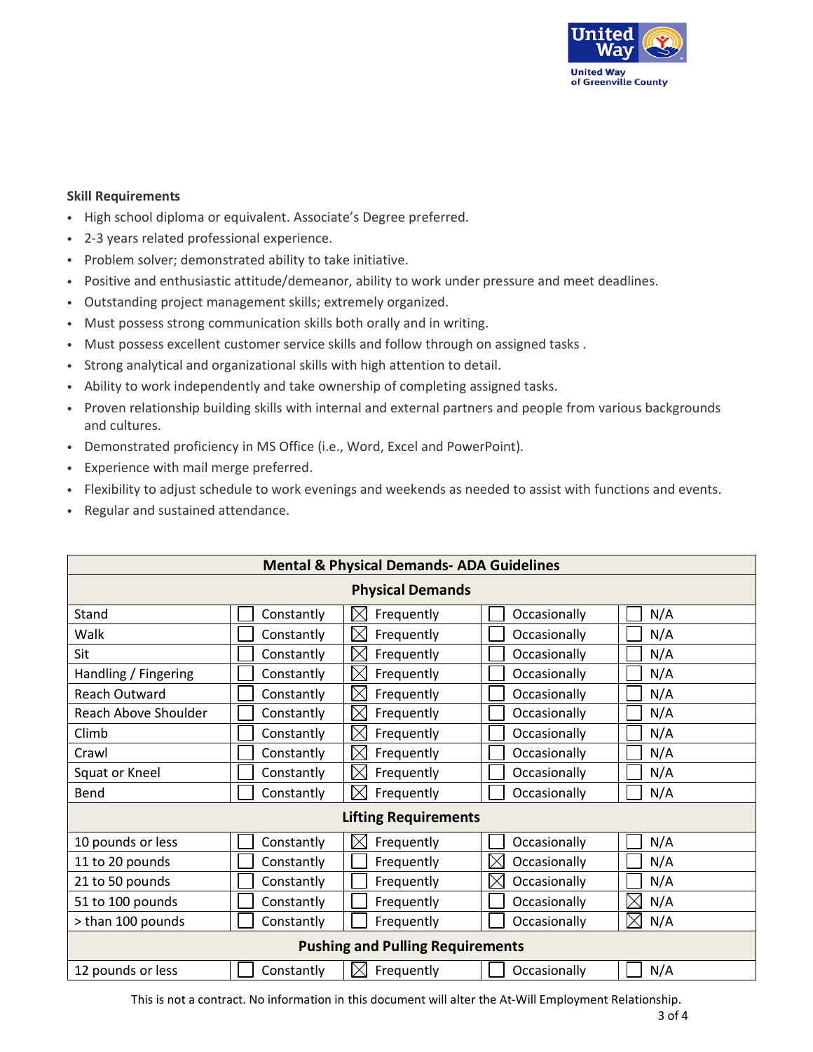**Skill Requirements**

- High school diploma or equivalent. Associate's Degree preferred.
- 2-3 years related professional experience.
- Problem solver; demonstrated ability to take initiative.
- Positive and enthusiastic attitude/demeanor, ability to work under pressure and meet deadlines.
- Outstanding project management skills; extremely organized.
- Must possess strong communication skills both orally and in writing.
- Must possess excellent customer service skills and follow through on assigned tasks .
- Strong analytical and organizational skills with high attention to detail.
- Ability to work independently and take ownership of completing assigned tasks.
- Proven relationship building skills with internal and external partners and people from various backgrounds and cultures.
- Demonstrated proficiency in MS Office (i.e., Word, Excel and PowerPoint).
- Experience with mail merge preferred.
- Flexibility to adjust schedule to work evenings and weekends as needed to assist with functions and events.
- Regular and sustained attendance.

| Mental & Physical Demands- ADA Guidelines | | | | |
|---|---|---|---|---|
| **Physical Demands** | | | | |
| Stand | ☐ Constantly | ☒ Frequently | ☐ Occasionally | ☐ N/A |
| Walk | ☐ Constantly | ☒ Frequently | ☐ Occasionally | ☐ N/A |
| Sit | ☐ Constantly | ☒ Frequently | ☐ Occasionally | ☐ N/A |
| Handling / Fingering | ☐ Constantly | ☒ Frequently | ☐ Occasionally | ☐ N/A |
| Reach Outward | ☐ Constantly | ☒ Frequently | ☐ Occasionally | ☐ N/A |
| Reach Above Shoulder | ☐ Constantly | ☒ Frequently | ☐ Occasionally | ☐ N/A |
| Climb | ☐ Constantly | ☒ Frequently | ☐ Occasionally | ☐ N/A |
| Crawl | ☐ Constantly | ☒ Frequently | ☐ Occasionally | ☐ N/A |
| Squat or Kneel | ☐ Constantly | ☒ Frequently | ☐ Occasionally | ☐ N/A |
| Bend | ☐ Constantly | ☒ Frequently | ☐ Occasionally | ☐ N/A |
| **Lifting Requirements** | | | | |
| 10 pounds or less | ☐ Constantly | ☒ Frequently | ☐ Occasionally | ☐ N/A |
| 11 to 20 pounds | ☐ Constantly | ☐ Frequently | ☒ Occasionally | ☐ N/A |
| 21 to 50 pounds | ☐ Constantly | ☐ Frequently | ☒ Occasionally | ☐ N/A |
| 51 to 100 pounds | ☐ Constantly | ☐ Frequently | ☐ Occasionally | ☒ N/A |
| > than 100 pounds | ☐ Constantly | ☐ Frequently | ☐ Occasionally | ☒ N/A |
| **Pushing and Pulling Requirements** | | | | |
| 12 pounds or less | ☐ Constantly | ☒ Frequently | ☐ Occasionally | ☐ N/A |

This is not a contract. No information in this document will alter the At-Will Employment Relationship.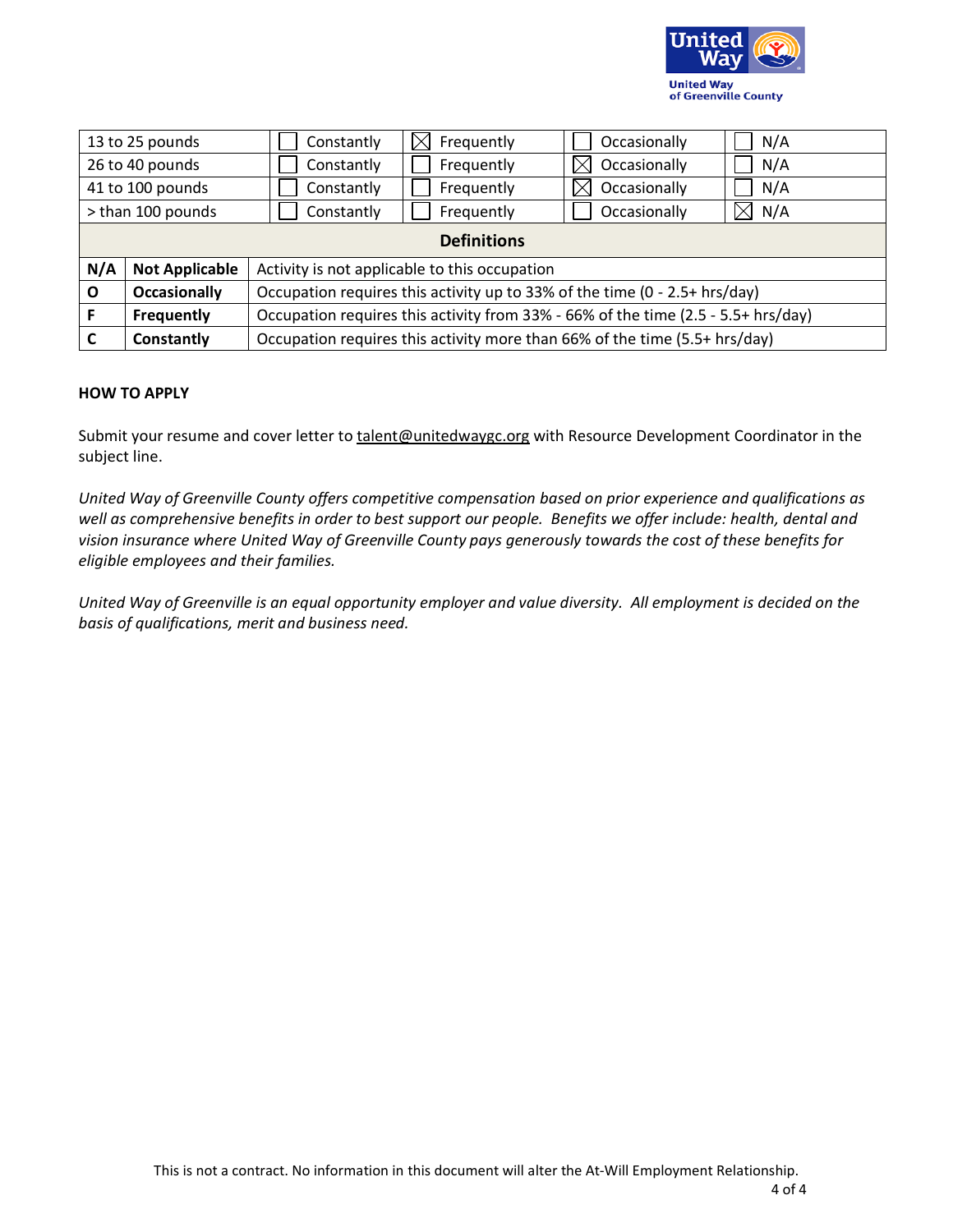| | | | | |
|---|---|---|---|---|
| 13 to 25 pounds | ☐ Constantly | ☒ Frequently | ☐ Occasionally | ☐ N/A |
| 26 to 40 pounds | ☐ Constantly | ☐ Frequently | ☒ Occasionally | ☐ N/A |
| 41 to 100 pounds | ☐ Constantly | ☐ Frequently | ☒ Occasionally | ☐ N/A |
| > than 100 pounds | ☐ Constantly | ☐ Frequently | ☐ Occasionally | ☒ N/A |

**Definitions**

| | | |
|---|---|---|
| **N/A** | **Not Applicable** | Activity is not applicable to this occupation |
| **O** | **Occasionally** | Occupation requires this activity up to 33% of the time (0 - 2.5+ hrs/day) |
| **F** | **Frequently** | Occupation requires this activity from 33% - 66% of the time (2.5 - 5.5+ hrs/day) |
| **C** | **Constantly** | Occupation requires this activity more than 66% of the time (5.5+ hrs/day) |

**HOW TO APPLY**

Submit your resume and cover letter to talent@unitedwaygc.org with Resource Development Coordinator in the subject line.

*United Way of Greenville County offers competitive compensation based on prior experience and qualifications as well as comprehensive benefits in order to best support our people. Benefits we offer include: health, dental and vision insurance where United Way of Greenville County pays generously towards the cost of these benefits for eligible employees and their families.*

*United Way of Greenville is an equal opportunity employer and value diversity. All employment is decided on the basis of qualifications, merit and business need.*

This is not a contract. No information in this document will alter the At-Will Employment Relationship.